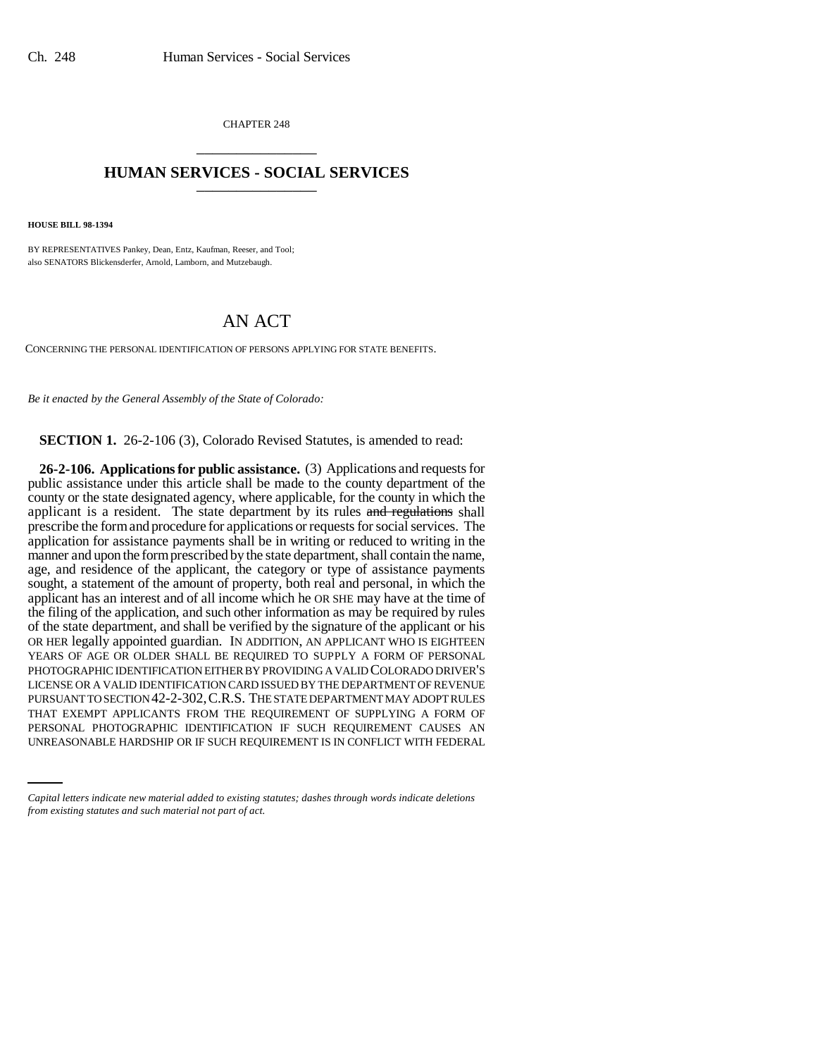CHAPTER 248

# HUMAN SERVICES - SOCIAL SERVICES

**HOUSE BILL 98-1394**

BY REPRESENTATIVES Pankey, Dean, Entz, Kaufman, Reeser, and Tool;
also SENATORS Blickensderfer, Arnold, Lamborn, and Mutzebaugh.

# AN ACT

CONCERNING THE PERSONAL IDENTIFICATION OF PERSONS APPLYING FOR STATE BENEFITS.

*Be it enacted by the General Assembly of the State of Colorado:*

**SECTION 1.** 26-2-106 (3), Colorado Revised Statutes, is amended to read:

**26-2-106. Applications for public assistance.** (3) Applications and requests for public assistance under this article shall be made to the county department of the county or the state designated agency, where applicable, for the county in which the applicant is a resident. The state department by its rules ~~and regulations~~ shall prescribe the form and procedure for applications or requests for social services. The application for assistance payments shall be in writing or reduced to writing in the manner and upon the form prescribed by the state department, shall contain the name, age, and residence of the applicant, the category or type of assistance payments sought, a statement of the amount of property, both real and personal, in which the applicant has an interest and of all income which he OR SHE may have at the time of the filing of the application, and such other information as may be required by rules of the state department, and shall be verified by the signature of the applicant or his OR HER legally appointed guardian. IN ADDITION, AN APPLICANT WHO IS EIGHTEEN YEARS OF AGE OR OLDER SHALL BE REQUIRED TO SUPPLY A FORM OF PERSONAL PHOTOGRAPHIC IDENTIFICATION EITHER BY PROVIDING A VALID COLORADO DRIVER'S LICENSE OR A VALID IDENTIFICATION CARD ISSUED BY THE DEPARTMENT OF REVENUE PURSUANT TO SECTION 42-2-302, C.R.S. THE STATE DEPARTMENT MAY ADOPT RULES THAT EXEMPT APPLICANTS FROM THE REQUIREMENT OF SUPPLYING A FORM OF PERSONAL PHOTOGRAPHIC IDENTIFICATION IF SUCH REQUIREMENT CAUSES AN UNREASONABLE HARDSHIP OR IF SUCH REQUIREMENT IS IN CONFLICT WITH FEDERAL

*Capital letters indicate new material added to existing statutes; dashes through words indicate deletions from existing statutes and such material not part of act.*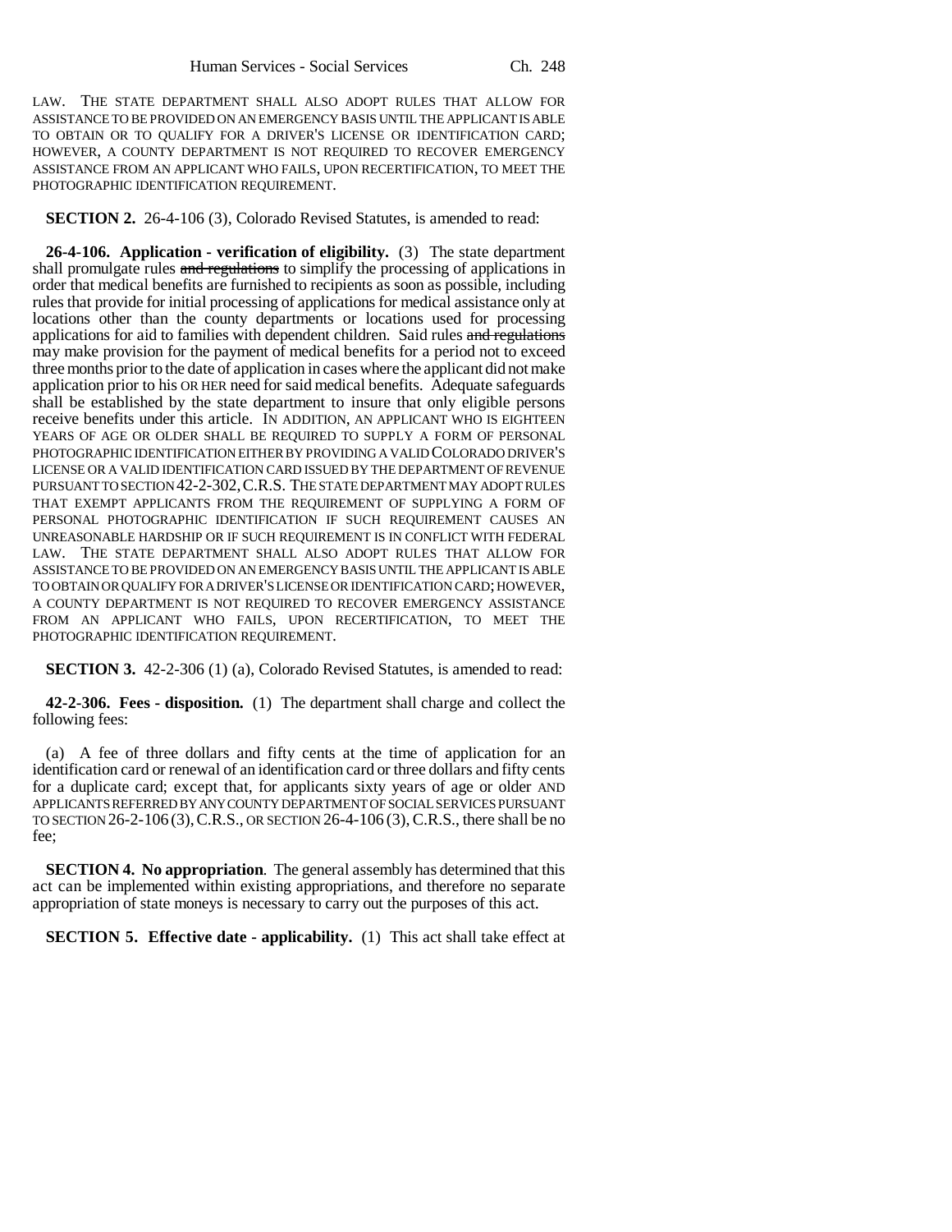LAW. THE STATE DEPARTMENT SHALL ALSO ADOPT RULES THAT ALLOW FOR ASSISTANCE TO BE PROVIDED ON AN EMERGENCY BASIS UNTIL THE APPLICANT IS ABLE TO OBTAIN OR TO QUALIFY FOR A DRIVER'S LICENSE OR IDENTIFICATION CARD; HOWEVER, A COUNTY DEPARTMENT IS NOT REQUIRED TO RECOVER EMERGENCY ASSISTANCE FROM AN APPLICANT WHO FAILS, UPON RECERTIFICATION, TO MEET THE PHOTOGRAPHIC IDENTIFICATION REQUIREMENT.

**SECTION 2.** 26-4-106 (3), Colorado Revised Statutes, is amended to read:

**26-4-106. Application - verification of eligibility.** (3) The state department shall promulgate rules ~~and regulations~~ to simplify the processing of applications in order that medical benefits are furnished to recipients as soon as possible, including rules that provide for initial processing of applications for medical assistance only at locations other than the county departments or locations used for processing applications for aid to families with dependent children. Said rules ~~and regulations~~ may make provision for the payment of medical benefits for a period not to exceed three months prior to the date of application in cases where the applicant did not make application prior to his OR HER need for said medical benefits. Adequate safeguards shall be established by the state department to insure that only eligible persons receive benefits under this article. IN ADDITION, AN APPLICANT WHO IS EIGHTEEN YEARS OF AGE OR OLDER SHALL BE REQUIRED TO SUPPLY A FORM OF PERSONAL PHOTOGRAPHIC IDENTIFICATION EITHER BY PROVIDING A VALID COLORADO DRIVER'S LICENSE OR A VALID IDENTIFICATION CARD ISSUED BY THE DEPARTMENT OF REVENUE PURSUANT TO SECTION 42-2-302, C.R.S. THE STATE DEPARTMENT MAY ADOPT RULES THAT EXEMPT APPLICANTS FROM THE REQUIREMENT OF SUPPLYING A FORM OF PERSONAL PHOTOGRAPHIC IDENTIFICATION IF SUCH REQUIREMENT CAUSES AN UNREASONABLE HARDSHIP OR IF SUCH REQUIREMENT IS IN CONFLICT WITH FEDERAL LAW. THE STATE DEPARTMENT SHALL ALSO ADOPT RULES THAT ALLOW FOR ASSISTANCE TO BE PROVIDED ON AN EMERGENCY BASIS UNTIL THE APPLICANT IS ABLE TO OBTAIN OR QUALIFY FOR A DRIVER'S LICENSE OR IDENTIFICATION CARD; HOWEVER, A COUNTY DEPARTMENT IS NOT REQUIRED TO RECOVER EMERGENCY ASSISTANCE FROM AN APPLICANT WHO FAILS, UPON RECERTIFICATION, TO MEET THE PHOTOGRAPHIC IDENTIFICATION REQUIREMENT.

**SECTION 3.** 42-2-306 (1) (a), Colorado Revised Statutes, is amended to read:

**42-2-306. Fees - disposition.** (1) The department shall charge and collect the following fees:

(a) A fee of three dollars and fifty cents at the time of application for an identification card or renewal of an identification card or three dollars and fifty cents for a duplicate card; except that, for applicants sixty years of age or older AND APPLICANTS REFERRED BY ANY COUNTY DEPARTMENT OF SOCIAL SERVICES PURSUANT TO SECTION 26-2-106 (3), C.R.S., OR SECTION 26-4-106 (3), C.R.S., there shall be no fee;

**SECTION 4. No appropriation**. The general assembly has determined that this act can be implemented within existing appropriations, and therefore no separate appropriation of state moneys is necessary to carry out the purposes of this act.

**SECTION 5. Effective date - applicability.** (1) This act shall take effect at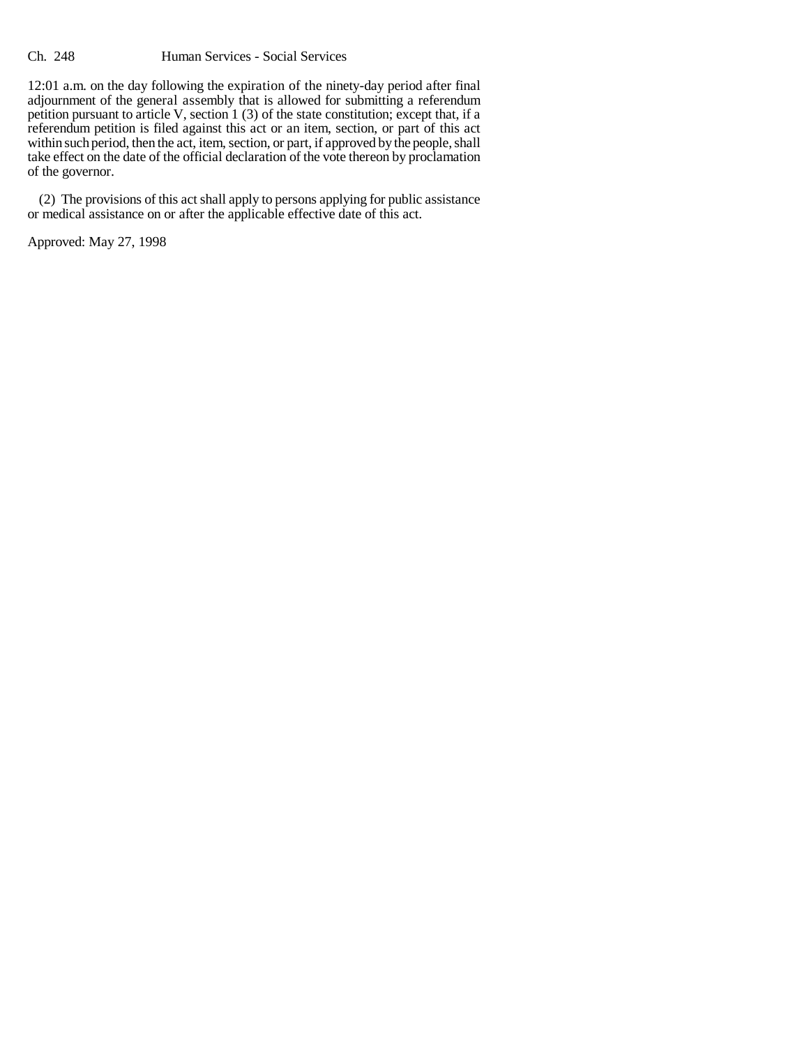12:01 a.m. on the day following the expiration of the ninety-day period after final adjournment of the general assembly that is allowed for submitting a referendum petition pursuant to article V, section 1 (3) of the state constitution; except that, if a referendum petition is filed against this act or an item, section, or part of this act within such period, then the act, item, section, or part, if approved by the people, shall take effect on the date of the official declaration of the vote thereon by proclamation of the governor.

(2) The provisions of this act shall apply to persons applying for public assistance or medical assistance on or after the applicable effective date of this act.

Approved: May 27, 1998